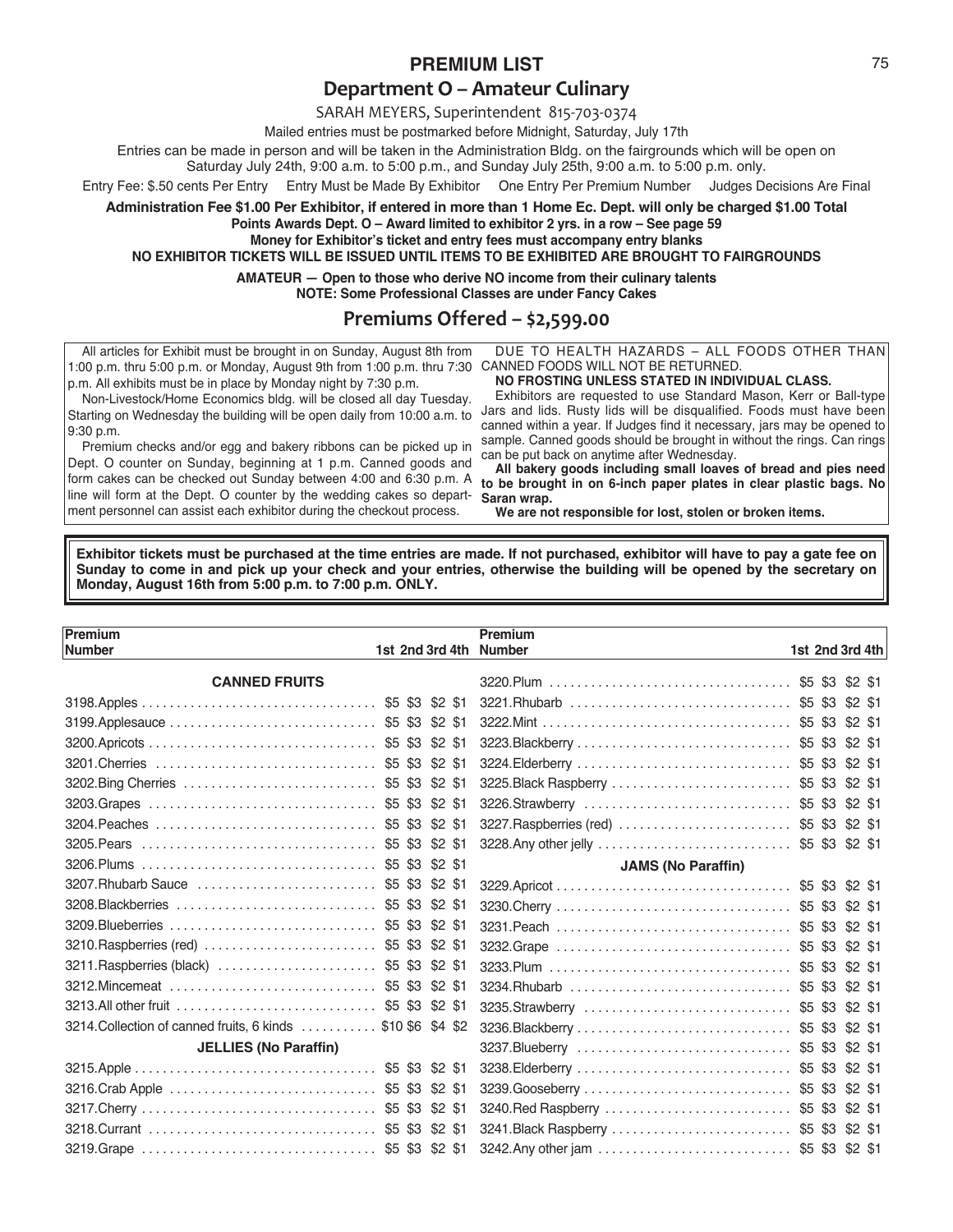## PREMIUM LIST

# Department O – Amateur Culinary

SARAH MEYERS, Superintendent 815-703-0374

Mailed entries must be postmarked before Midnight, Saturday, July 17th

Entries can be made in person and will be taken in the Administration Bldg. on the fairgrounds which will be open on Saturday July 24th, 9:00 a.m. to 5:00 p.m., and Sunday July 25th, 9:00 a.m. to 5:00 p.m. only.

Entry Fee: $.50 cents Per Entry    Entry Must be Made By Exhibitor    One Entry Per Premium Number    Judges Decisions Are Final

**Administration Fee $1.00 Per Exhibitor, if entered in more than 1 Home Ec. Dept. will only be charged $1.00 Total**

**Points Awards Dept. O – Award limited to exhibitor 2 yrs. in a row – See page 59**

**Money for Exhibitor's ticket and entry fees must accompany entry blanks**

**NO EXHIBITOR TICKETS WILL BE ISSUED UNTIL ITEMS TO BE EXHIBITED ARE BROUGHT TO FAIRGROUNDS**

**AMATEUR — Open to those who derive NO income from their culinary talents**

**NOTE: Some Professional Classes are under Fancy Cakes**

## Premiums Offered – $2,599.00

All articles for Exhibit must be brought in on Sunday, August 8th from 1:00 p.m. thru 5:00 p.m. or Monday, August 9th from 1:00 p.m. thru 7:30 p.m. All exhibits must be in place by Monday night by 7:30 p.m.

Non-Livestock/Home Economics bldg. will be closed all day Tuesday. Starting on Wednesday the building will be open daily from 10:00 a.m. to 9:30 p.m.

Premium checks and/or egg and bakery ribbons can be picked up in Dept. O counter on Sunday, beginning at 1 p.m. Canned goods and form cakes can be checked out Sunday between 4:00 and 6:30 p.m. A line will form at the Dept. O counter by the wedding cakes so department personnel can assist each exhibitor during the checkout process.

DUE TO HEALTH HAZARDS – ALL FOODS OTHER THAN CANNED FOODS WILL NOT BE RETURNED.

**NO FROSTING UNLESS STATED IN INDIVIDUAL CLASS.**

Exhibitors are requested to use Standard Mason, Kerr or Ball-type Jars and lids. Rusty lids will be disqualified. Foods must have been canned within a year. If Judges find it necessary, jars may be opened to sample. Canned goods should be brought in without the rings. Can rings can be put back on anytime after Wednesday.

**All bakery goods including small loaves of bread and pies need to be brought in on 6-inch paper plates in clear plastic bags. No Saran wrap.**

**We are not responsible for lost, stolen or broken items.**

**Exhibitor tickets must be purchased at the time entries are made. If not purchased, exhibitor will have to pay a gate fee on Sunday to come in and pick up your check and your entries, otherwise the building will be opened by the secretary on Monday, August 16th from 5:00 p.m. to 7:00 p.m. ONLY.**

| Premium Number | 1st | 2nd | 3rd | 4th |
|---|---|---|---|---|
| **CANNED FRUITS** | | | | |
| 3198. Apples | $5 | $3 | $2 | $1 |
| 3199. Applesauce | $5 | $3 | $2 | $1 |
| 3200. Apricots | $5 | $3 | $2 | $1 |
| 3201. Cherries | $5 | $3 | $2 | $1 |
| 3202. Bing Cherries | $5 | $3 | $2 | $1 |
| 3203. Grapes | $5 | $3 | $2 | $1 |
| 3204. Peaches | $5 | $3 | $2 | $1 |
| 3205. Pears | $5 | $3 | $2 | $1 |
| 3206. Plums | $5 | $3 | $2 | $1 |
| 3207. Rhubarb Sauce | $5 | $3 | $2 | $1 |
| 3208. Blackberries | $5 | $3 | $2 | $1 |
| 3209. Blueberries | $5 | $3 | $2 | $1 |
| 3210. Raspberries (red) | $5 | $3 | $2 | $1 |
| 3211. Raspberries (black) | $5 | $3 | $2 | $1 |
| 3212. Mincemeat | $5 | $3 | $2 | $1 |
| 3213. All other fruit | $5 | $3 | $2 | $1 |
| 3214. Collection of canned fruits, 6 kinds | $10 | $6 | $4 | $2 |
| **JELLIES (No Paraffin)** | | | | |
| 3215. Apple | $5 | $3 | $2 | $1 |
| 3216. Crab Apple | $5 | $3 | $2 | $1 |
| 3217. Cherry | $5 | $3 | $2 | $1 |
| 3218. Currant | $5 | $3 | $2 | $1 |
| 3219. Grape | $5 | $3 | $2 | $1 |
| 3220. Plum | $5 | $3 | $2 | $1 |
| 3221. Rhubarb | $5 | $3 | $2 | $1 |
| 3222. Mint | $5 | $3 | $2 | $1 |
| 3223. Blackberry | $5 | $3 | $2 | $1 |
| 3224. Elderberry | $5 | $3 | $2 | $1 |
| 3225. Black Raspberry | $5 | $3 | $2 | $1 |
| 3226. Strawberry | $5 | $3 | $2 | $1 |
| 3227. Raspberries (red) | $5 | $3 | $2 | $1 |
| 3228. Any other jelly | $5 | $3 | $2 | $1 |
| **JAMS (No Paraffin)** | | | | |
| 3229. Apricot | $5 | $3 | $2 | $1 |
| 3230. Cherry | $5 | $3 | $2 | $1 |
| 3231. Peach | $5 | $3 | $2 | $1 |
| 3232. Grape | $5 | $3 | $2 | $1 |
| 3233. Plum | $5 | $3 | $2 | $1 |
| 3234. Rhubarb | $5 | $3 | $2 | $1 |
| 3235. Strawberry | $5 | $3 | $2 | $1 |
| 3236. Blackberry | $5 | $3 | $2 | $1 |
| 3237. Blueberry | $5 | $3 | $2 | $1 |
| 3238. Elderberry | $5 | $3 | $2 | $1 |
| 3239. Gooseberry | $5 | $3 | $2 | $1 |
| 3240. Red Raspberry | $5 | $3 | $2 | $1 |
| 3241. Black Raspberry | $5 | $3 | $2 | $1 |
| 3242. Any other jam | $5 | $3 | $2 | $1 |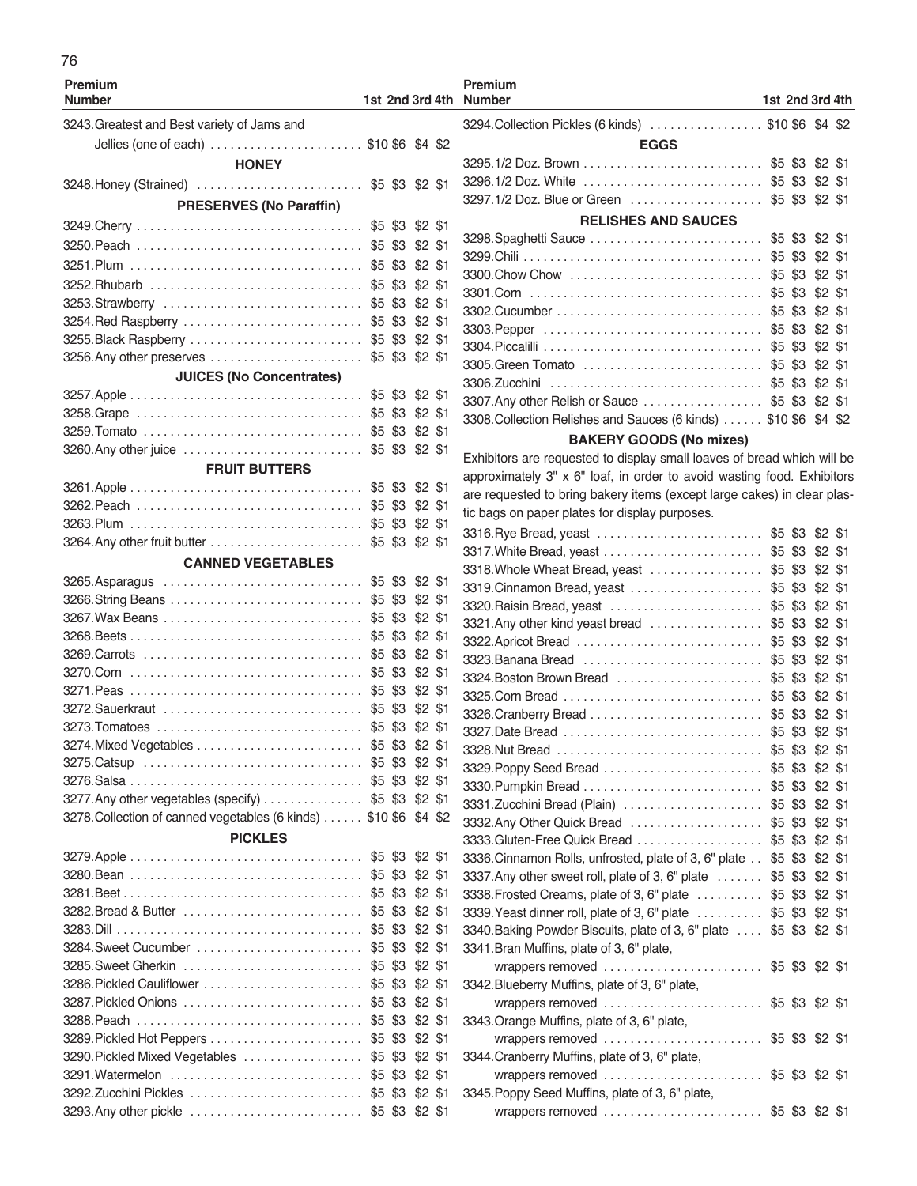| Premium Number | 1st | 2nd | 3rd | 4th |
|---|---|---|---|---|
| 3243. Greatest and Best variety of Jams and Jellies (one of each) | $10 | $6 | $4 | $2 |

### HONEY

| Premium Number | 1st | 2nd | 3rd | 4th |
|---|---|---|---|---|
| 3248. Honey (Strained) | $5 | $3 | $2 | $1 |

### PRESERVES (No Paraffin)

| Premium Number | 1st | 2nd | 3rd | 4th |
|---|---|---|---|---|
| 3249. Cherry | $5 | $3 | $2 | $1 |
| 3250. Peach | $5 | $3 | $2 | $1 |
| 3251. Plum | $5 | $3 | $2 | $1 |
| 3252. Rhubarb | $5 | $3 | $2 | $1 |
| 3253. Strawberry | $5 | $3 | $2 | $1 |
| 3254. Red Raspberry | $5 | $3 | $2 | $1 |
| 3255. Black Raspberry | $5 | $3 | $2 | $1 |
| 3256. Any other preserves | $5 | $3 | $2 | $1 |

### JUICES (No Concentrates)

| Premium Number | 1st | 2nd | 3rd | 4th |
|---|---|---|---|---|
| 3257. Apple | $5 | $3 | $2 | $1 |
| 3258. Grape | $5 | $3 | $2 | $1 |
| 3259. Tomato | $5 | $3 | $2 | $1 |
| 3260. Any other juice | $5 | $3 | $2 | $1 |

### FRUIT BUTTERS

| Premium Number | 1st | 2nd | 3rd | 4th |
|---|---|---|---|---|
| 3261. Apple | $5 | $3 | $2 | $1 |
| 3262. Peach | $5 | $3 | $2 | $1 |
| 3263. Plum | $5 | $3 | $2 | $1 |
| 3264. Any other fruit butter | $5 | $3 | $2 | $1 |

### CANNED VEGETABLES

| Premium Number | 1st | 2nd | 3rd | 4th |
|---|---|---|---|---|
| 3265. Asparagus | $5 | $3 | $2 | $1 |
| 3266. String Beans | $5 | $3 | $2 | $1 |
| 3267. Wax Beans | $5 | $3 | $2 | $1 |
| 3268. Beets | $5 | $3 | $2 | $1 |
| 3269. Carrots | $5 | $3 | $2 | $1 |
| 3270. Corn | $5 | $3 | $2 | $1 |
| 3271. Peas | $5 | $3 | $2 | $1 |
| 3272. Sauerkraut | $5 | $3 | $2 | $1 |
| 3273. Tomatoes | $5 | $3 | $2 | $1 |
| 3274. Mixed Vegetables | $5 | $3 | $2 | $1 |
| 3275. Catsup | $5 | $3 | $2 | $1 |
| 3276. Salsa | $5 | $3 | $2 | $1 |
| 3277. Any other vegetables (specify) | $5 | $3 | $2 | $1 |
| 3278. Collection of canned vegetables (6 kinds) | $10 | $6 | $4 | $2 |

### PICKLES

| Premium Number | 1st | 2nd | 3rd | 4th |
|---|---|---|---|---|
| 3279. Apple | $5 | $3 | $2 | $1 |
| 3280. Bean | $5 | $3 | $2 | $1 |
| 3281. Beet | $5 | $3 | $2 | $1 |
| 3282. Bread & Butter | $5 | $3 | $2 | $1 |
| 3283. Dill | $5 | $3 | $2 | $1 |
| 3284. Sweet Cucumber | $5 | $3 | $2 | $1 |
| 3285. Sweet Gherkin | $5 | $3 | $2 | $1 |
| 3286. Pickled Cauliflower | $5 | $3 | $2 | $1 |
| 3287. Pickled Onions | $5 | $3 | $2 | $1 |
| 3288. Peach | $5 | $3 | $2 | $1 |
| 3289. Pickled Hot Peppers | $5 | $3 | $2 | $1 |
| 3290. Pickled Mixed Vegetables | $5 | $3 | $2 | $1 |
| 3291. Watermelon | $5 | $3 | $2 | $1 |
| 3292. Zucchini Pickles | $5 | $3 | $2 | $1 |
| 3293. Any other pickle | $5 | $3 | $2 | $1 |
| 3294. Collection Pickles (6 kinds) | $10 | $6 | $4 | $2 |

### EGGS

| Premium Number | 1st | 2nd | 3rd | 4th |
|---|---|---|---|---|
| 3295. 1/2 Doz. Brown | $5 | $3 | $2 | $1 |
| 3296. 1/2 Doz. White | $5 | $3 | $2 | $1 |
| 3297. 1/2 Doz. Blue or Green | $5 | $3 | $2 | $1 |

### RELISHES AND SAUCES

| Premium Number | 1st | 2nd | 3rd | 4th |
|---|---|---|---|---|
| 3298. Spaghetti Sauce | $5 | $3 | $2 | $1 |
| 3299. Chili | $5 | $3 | $2 | $1 |
| 3300. Chow Chow | $5 | $3 | $2 | $1 |
| 3301. Corn | $5 | $3 | $2 | $1 |
| 3302. Cucumber | $5 | $3 | $2 | $1 |
| 3303. Pepper | $5 | $3 | $2 | $1 |
| 3304. Piccalilli | $5 | $3 | $2 | $1 |
| 3305. Green Tomato | $5 | $3 | $2 | $1 |
| 3306. Zucchini | $5 | $3 | $2 | $1 |
| 3307. Any other Relish or Sauce | $5 | $3 | $2 | $1 |
| 3308. Collection Relishes and Sauces (6 kinds) | $10 | $6 | $4 | $2 |

### BAKERY GOODS (No mixes)

Exhibitors are requested to display small loaves of bread which will be approximately 3" x 6" loaf, in order to avoid wasting food. Exhibitors are requested to bring bakery items (except large cakes) in clear plastic bags on paper plates for display purposes.

| Premium Number | 1st | 2nd | 3rd | 4th |
|---|---|---|---|---|
| 3316. Rye Bread, yeast | $5 | $3 | $2 | $1 |
| 3317. White Bread, yeast | $5 | $3 | $2 | $1 |
| 3318. Whole Wheat Bread, yeast | $5 | $3 | $2 | $1 |
| 3319. Cinnamon Bread, yeast | $5 | $3 | $2 | $1 |
| 3320. Raisin Bread, yeast | $5 | $3 | $2 | $1 |
| 3321. Any other kind yeast bread | $5 | $3 | $2 | $1 |
| 3322. Apricot Bread | $5 | $3 | $2 | $1 |
| 3323. Banana Bread | $5 | $3 | $2 | $1 |
| 3324. Boston Brown Bread | $5 | $3 | $2 | $1 |
| 3325. Corn Bread | $5 | $3 | $2 | $1 |
| 3326. Cranberry Bread | $5 | $3 | $2 | $1 |
| 3327. Date Bread | $5 | $3 | $2 | $1 |
| 3328. Nut Bread | $5 | $3 | $2 | $1 |
| 3329. Poppy Seed Bread | $5 | $3 | $2 | $1 |
| 3330. Pumpkin Bread | $5 | $3 | $2 | $1 |
| 3331. Zucchini Bread (Plain) | $5 | $3 | $2 | $1 |
| 3332. Any Other Quick Bread | $5 | $3 | $2 | $1 |
| 3333. Gluten-Free Quick Bread | $5 | $3 | $2 | $1 |
| 3336. Cinnamon Rolls, unfrosted, plate of 3, 6" plate | $5 | $3 | $2 | $1 |
| 3337. Any other sweet roll, plate of 3, 6" plate | $5 | $3 | $2 | $1 |
| 3338. Frosted Creams, plate of 3, 6" plate | $5 | $3 | $2 | $1 |
| 3339. Yeast dinner roll, plate of 3, 6" plate | $5 | $3 | $2 | $1 |
| 3340. Baking Powder Biscuits, plate of 3, 6" plate | $5 | $3 | $2 | $1 |
| 3341. Bran Muffins, plate of 3, 6" plate, wrappers removed | $5 | $3 | $2 | $1 |
| 3342. Blueberry Muffins, plate of 3, 6" plate, wrappers removed | $5 | $3 | $2 | $1 |
| 3343. Orange Muffins, plate of 3, 6" plate, wrappers removed | $5 | $3 | $2 | $1 |
| 3344. Cranberry Muffins, plate of 3, 6" plate, wrappers removed | $5 | $3 | $2 | $1 |
| 3345. Poppy Seed Muffins, plate of 3, 6" plate, wrappers removed | $5 | $3 | $2 | $1 |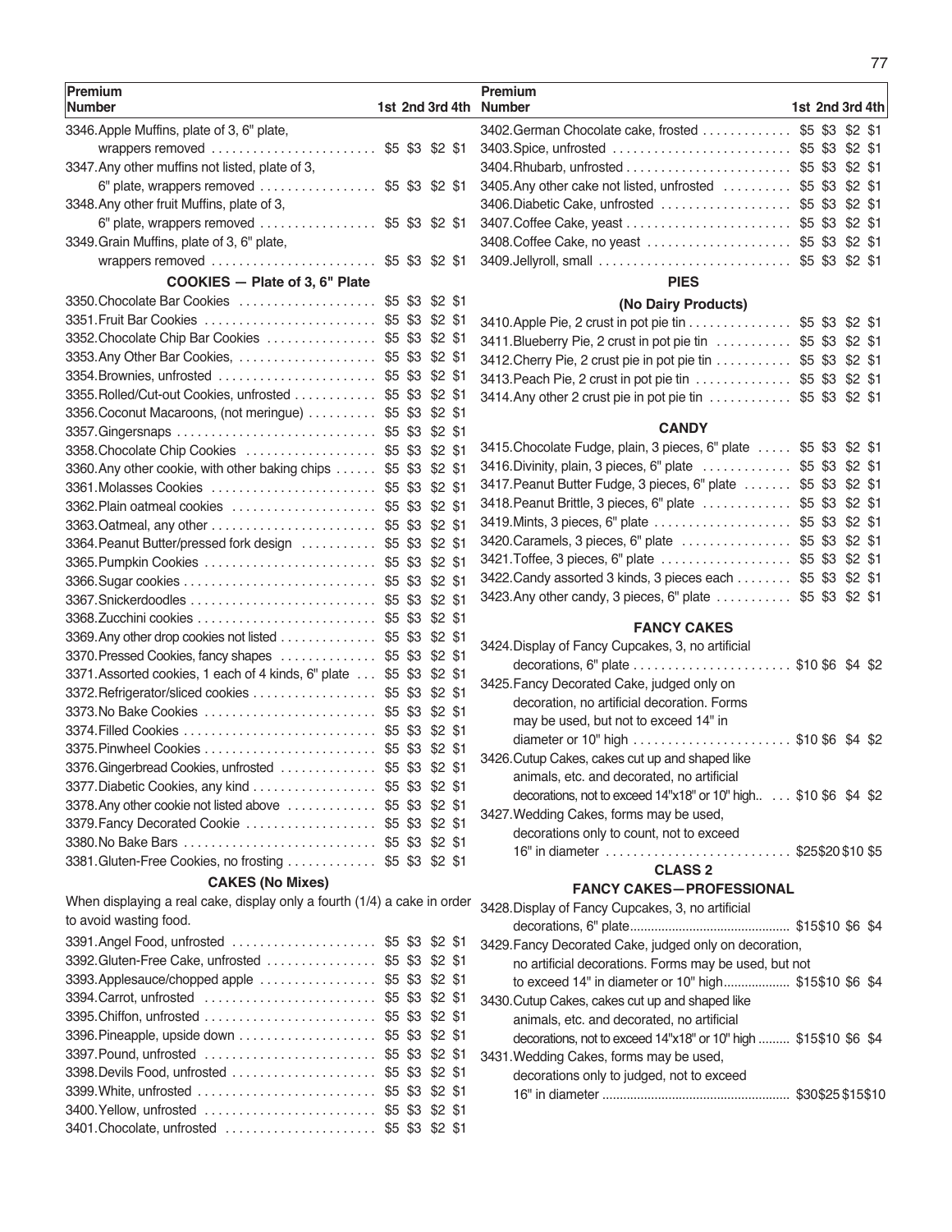| Premium Number | 1st | 2nd | 3rd | 4th |
|---|---|---|---|---|
| 3346. Apple Muffins, plate of 3, 6" plate, wrappers removed | $5 | $3 | $2 | $1 |
| 3347. Any other muffins not listed, plate of 3, 6" plate, wrappers removed | $5 | $3 | $2 | $1 |
| 3348. Any other fruit Muffins, plate of 3, 6" plate, wrappers removed | $5 | $3 | $2 | $1 |
| 3349. Grain Muffins, plate of 3, 6" plate, wrappers removed | $5 | $3 | $2 | $1 |

### COOKIES — Plate of 3, 6" Plate

| Premium Number | 1st | 2nd | 3rd | 4th |
|---|---|---|---|---|
| 3350. Chocolate Bar Cookies | $5 | $3 | $2 | $1 |
| 3351. Fruit Bar Cookies | $5 | $3 | $2 | $1 |
| 3352. Chocolate Chip Bar Cookies | $5 | $3 | $2 | $1 |
| 3353. Any Other Bar Cookies, | $5 | $3 | $2 | $1 |
| 3354. Brownies, unfrosted | $5 | $3 | $2 | $1 |
| 3355. Rolled/Cut-out Cookies, unfrosted | $5 | $3 | $2 | $1 |
| 3356. Coconut Macaroons, (not meringue) | $5 | $3 | $2 | $1 |
| 3357. Gingersnaps | $5 | $3 | $2 | $1 |
| 3358. Chocolate Chip Cookies | $5 | $3 | $2 | $1 |
| 3360. Any other cookie, with other baking chips | $5 | $3 | $2 | $1 |
| 3361. Molasses Cookies | $5 | $3 | $2 | $1 |
| 3362. Plain oatmeal cookies | $5 | $3 | $2 | $1 |
| 3363. Oatmeal, any other | $5 | $3 | $2 | $1 |
| 3364. Peanut Butter/pressed fork design | $5 | $3 | $2 | $1 |
| 3365. Pumpkin Cookies | $5 | $3 | $2 | $1 |
| 3366. Sugar cookies | $5 | $3 | $2 | $1 |
| 3367. Snickerdoodles | $5 | $3 | $2 | $1 |
| 3368. Zucchini cookies | $5 | $3 | $2 | $1 |
| 3369. Any other drop cookies not listed | $5 | $3 | $2 | $1 |
| 3370. Pressed Cookies, fancy shapes | $5 | $3 | $2 | $1 |
| 3371. Assorted cookies, 1 each of 4 kinds, 6" plate | $5 | $3 | $2 | $1 |
| 3372. Refrigerator/sliced cookies | $5 | $3 | $2 | $1 |
| 3373. No Bake Cookies | $5 | $3 | $2 | $1 |
| 3374. Filled Cookies | $5 | $3 | $2 | $1 |
| 3375. Pinwheel Cookies | $5 | $3 | $2 | $1 |
| 3376. Gingerbread Cookies, unfrosted | $5 | $3 | $2 | $1 |
| 3377. Diabetic Cookies, any kind | $5 | $3 | $2 | $1 |
| 3378. Any other cookie not listed above | $5 | $3 | $2 | $1 |
| 3379. Fancy Decorated Cookie | $5 | $3 | $2 | $1 |
| 3380. No Bake Bars | $5 | $3 | $2 | $1 |
| 3381. Gluten-Free Cookies, no frosting | $5 | $3 | $2 | $1 |

### CAKES (No Mixes)

When displaying a real cake, display only a fourth (1/4) a cake in order to avoid wasting food.

| Premium Number | 1st | 2nd | 3rd | 4th |
|---|---|---|---|---|
| 3391. Angel Food, unfrosted | $5 | $3 | $2 | $1 |
| 3392. Gluten-Free Cake, unfrosted | $5 | $3 | $2 | $1 |
| 3393. Applesauce/chopped apple | $5 | $3 | $2 | $1 |
| 3394. Carrot, unfrosted | $5 | $3 | $2 | $1 |
| 3395. Chiffon, unfrosted | $5 | $3 | $2 | $1 |
| 3396. Pineapple, upside down | $5 | $3 | $2 | $1 |
| 3397. Pound, unfrosted | $5 | $3 | $2 | $1 |
| 3398. Devils Food, unfrosted | $5 | $3 | $2 | $1 |
| 3399. White, unfrosted | $5 | $3 | $2 | $1 |
| 3400. Yellow, unfrosted | $5 | $3 | $2 | $1 |
| 3401. Chocolate, unfrosted | $5 | $3 | $2 | $1 |
| 3402. German Chocolate cake, frosted | $5 | $3 | $2 | $1 |
| 3403. Spice, unfrosted | $5 | $3 | $2 | $1 |
| 3404. Rhubarb, unfrosted | $5 | $3 | $2 | $1 |
| 3405. Any other cake not listed, unfrosted | $5 | $3 | $2 | $1 |
| 3406. Diabetic Cake, unfrosted | $5 | $3 | $2 | $1 |
| 3407. Coffee Cake, yeast | $5 | $3 | $2 | $1 |
| 3408. Coffee Cake, no yeast | $5 | $3 | $2 | $1 |
| 3409. Jellyroll, small | $5 | $3 | $2 | $1 |

### PIES

**(No Dairy Products)**

| Premium Number | 1st | 2nd | 3rd | 4th |
|---|---|---|---|---|
| 3410. Apple Pie, 2 crust in pot pie tin | $5 | $3 | $2 | $1 |
| 3411. Blueberry Pie, 2 crust in pot pie tin | $5 | $3 | $2 | $1 |
| 3412. Cherry Pie, 2 crust pie in pot pie tin | $5 | $3 | $2 | $1 |
| 3413. Peach Pie, 2 crust in pot pie tin | $5 | $3 | $2 | $1 |
| 3414. Any other 2 crust pie in pot pie tin | $5 | $3 | $2 | $1 |

### CANDY

| Premium Number | 1st | 2nd | 3rd | 4th |
|---|---|---|---|---|
| 3415. Chocolate Fudge, plain, 3 pieces, 6" plate | $5 | $3 | $2 | $1 |
| 3416. Divinity, plain, 3 pieces, 6" plate | $5 | $3 | $2 | $1 |
| 3417. Peanut Butter Fudge, 3 pieces, 6" plate | $5 | $3 | $2 | $1 |
| 3418. Peanut Brittle, 3 pieces, 6" plate | $5 | $3 | $2 | $1 |
| 3419. Mints, 3 pieces, 6" plate | $5 | $3 | $2 | $1 |
| 3420. Caramels, 3 pieces, 6" plate | $5 | $3 | $2 | $1 |
| 3421. Toffee, 3 pieces, 6" plate | $5 | $3 | $2 | $1 |
| 3422. Candy assorted 3 kinds, 3 pieces each | $5 | $3 | $2 | $1 |
| 3423. Any other candy, 3 pieces, 6" plate | $5 | $3 | $2 | $1 |

### FANCY CAKES

| Premium Number | 1st | 2nd | 3rd | 4th |
|---|---|---|---|---|
| 3424. Display of Fancy Cupcakes, 3, no artificial decorations, 6" plate | $10 | $6 | $4 | $2 |
| 3425. Fancy Decorated Cake, judged only on decoration, no artificial decoration. Forms may be used, but not to exceed 14" in diameter or 10" high | $10 | $6 | $4 | $2 |
| 3426. Cutup Cakes, cakes cut up and shaped like animals, etc. and decorated, no artificial decorations, not to exceed 14"x18" or 10" high.. | $10 | $6 | $4 | $2 |
| 3427. Wedding Cakes, forms may be used, decorations only to count, not to exceed 16" in diameter | $25 | $20 | $10 | $5 |

### CLASS 2

### FANCY CAKES—PROFESSIONAL

| Premium Number | 1st | 2nd | 3rd | 4th |
|---|---|---|---|---|
| 3428. Display of Fancy Cupcakes, 3, no artificial decorations, 6" plate | $15 | $10 | $6 | $4 |
| 3429. Fancy Decorated Cake, judged only on decoration, no artificial decorations. Forms may be used, but not to exceed 14" in diameter or 10" high | $15 | $10 | $6 | $4 |
| 3430. Cutup Cakes, cakes cut up and shaped like animals, etc. and decorated, no artificial decorations, not to exceed 14"x18" or 10" high | $15 | $10 | $6 | $4 |
| 3431. Wedding Cakes, forms may be used, decorations only to judged, not to exceed 16" in diameter | $30 | $25 | $15 | $10 |